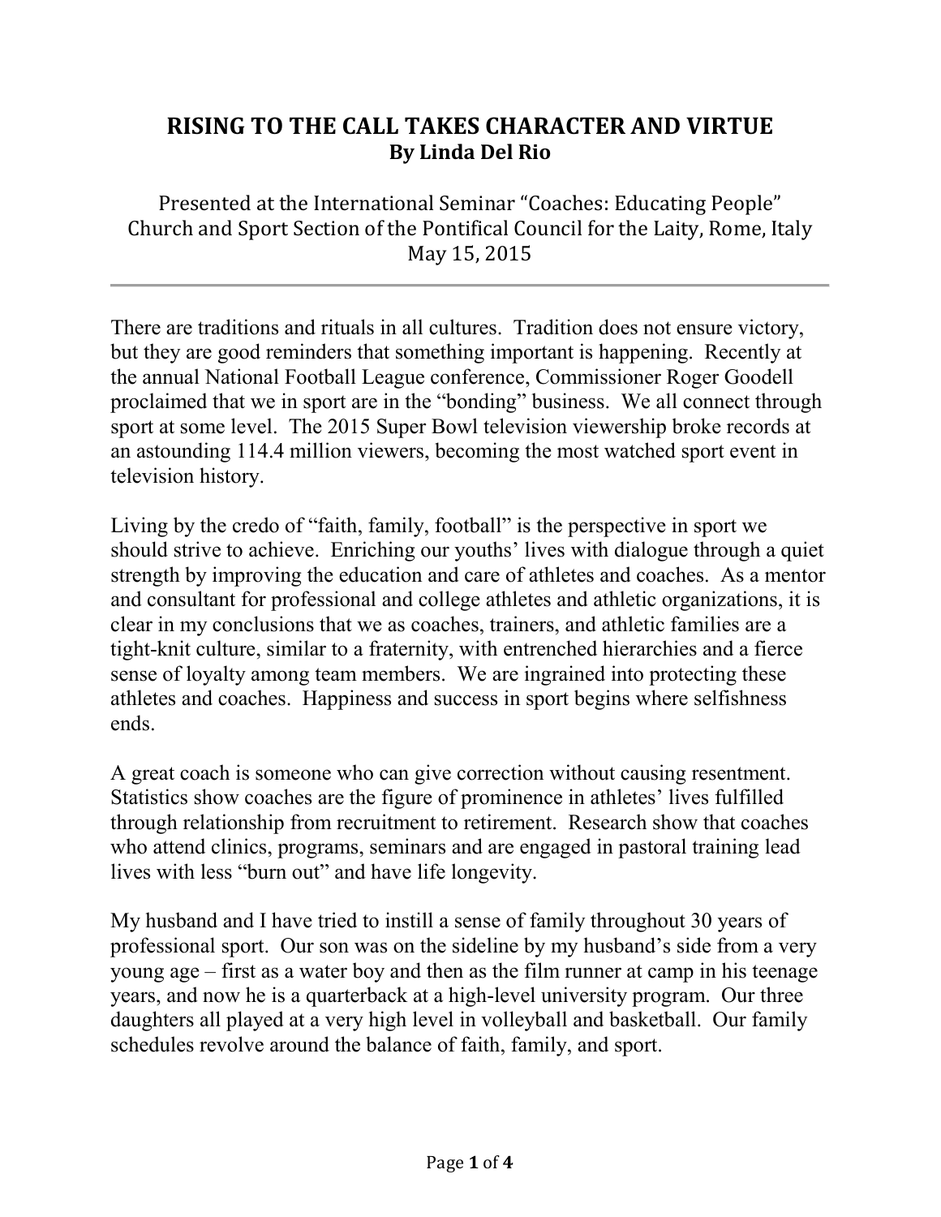# RISING TO THE CALL TAKES CHARACTER AND VIRTUE

**By Linda Del Rio**

Presented at the International Seminar "Coaches: Educating People"
Church and Sport Section of the Pontifical Council for the Laity, Rome, Italy
May 15, 2015

---

There are traditions and rituals in all cultures. Tradition does not ensure victory, but they are good reminders that something important is happening. Recently at the annual National Football League conference, Commissioner Roger Goodell proclaimed that we in sport are in the "bonding" business. We all connect through sport at some level. The 2015 Super Bowl television viewership broke records at an astounding 114.4 million viewers, becoming the most watched sport event in television history.

Living by the credo of "faith, family, football" is the perspective in sport we should strive to achieve. Enriching our youths' lives with dialogue through a quiet strength by improving the education and care of athletes and coaches. As a mentor and consultant for professional and college athletes and athletic organizations, it is clear in my conclusions that we as coaches, trainers, and athletic families are a tight-knit culture, similar to a fraternity, with entrenched hierarchies and a fierce sense of loyalty among team members. We are ingrained into protecting these athletes and coaches. Happiness and success in sport begins where selfishness ends.

A great coach is someone who can give correction without causing resentment. Statistics show coaches are the figure of prominence in athletes' lives fulfilled through relationship from recruitment to retirement. Research show that coaches who attend clinics, programs, seminars and are engaged in pastoral training lead lives with less "burn out" and have life longevity.

My husband and I have tried to instill a sense of family throughout 30 years of professional sport. Our son was on the sideline by my husband's side from a very young age – first as a water boy and then as the film runner at camp in his teenage years, and now he is a quarterback at a high-level university program. Our three daughters all played at a very high level in volleyball and basketball. Our family schedules revolve around the balance of faith, family, and sport.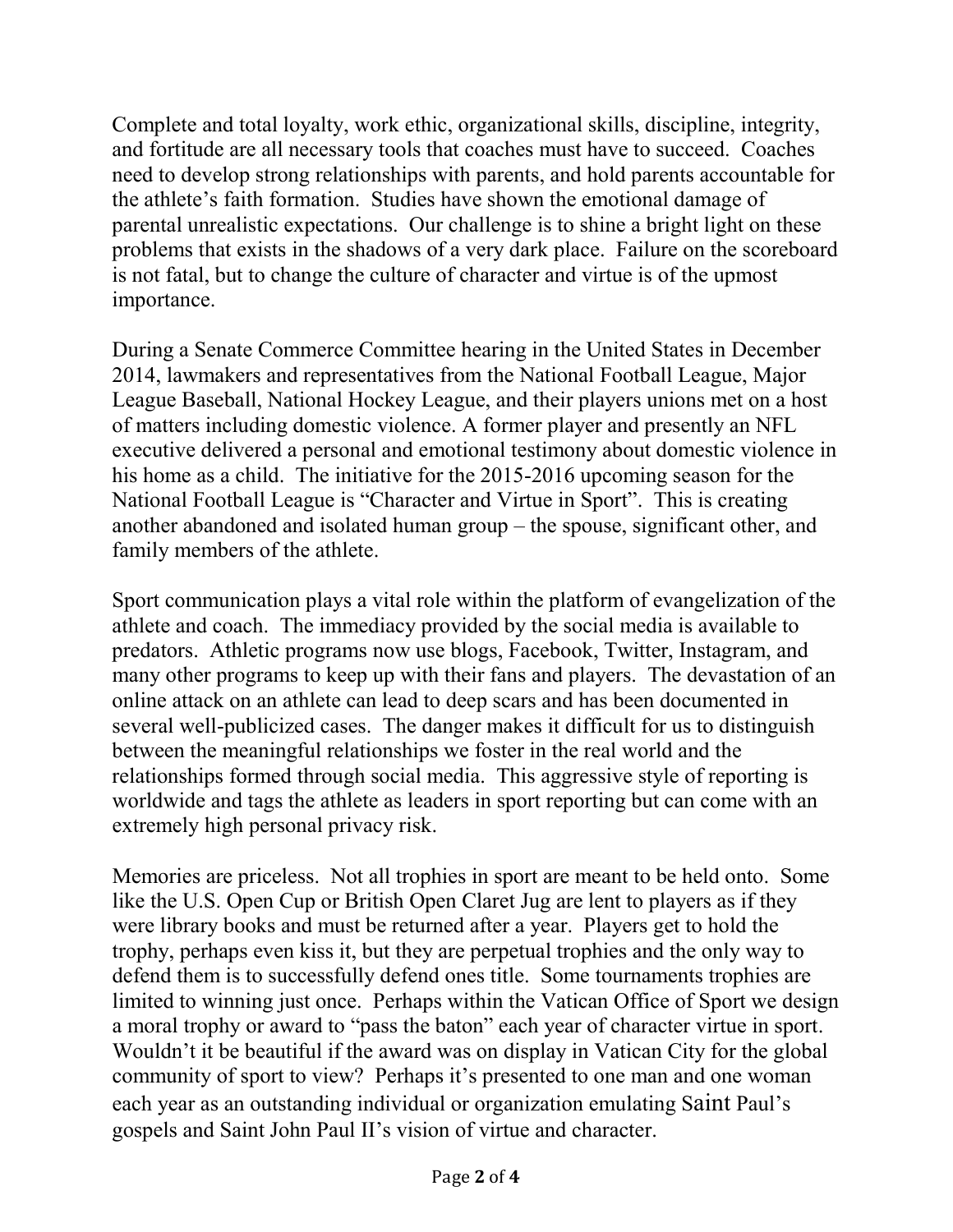Complete and total loyalty, work ethic, organizational skills, discipline, integrity, and fortitude are all necessary tools that coaches must have to succeed. Coaches need to develop strong relationships with parents, and hold parents accountable for the athlete's faith formation. Studies have shown the emotional damage of parental unrealistic expectations. Our challenge is to shine a bright light on these problems that exists in the shadows of a very dark place. Failure on the scoreboard is not fatal, but to change the culture of character and virtue is of the upmost importance.

During a Senate Commerce Committee hearing in the United States in December 2014, lawmakers and representatives from the National Football League, Major League Baseball, National Hockey League, and their players unions met on a host of matters including domestic violence. A former player and presently an NFL executive delivered a personal and emotional testimony about domestic violence in his home as a child. The initiative for the 2015-2016 upcoming season for the National Football League is "Character and Virtue in Sport". This is creating another abandoned and isolated human group – the spouse, significant other, and family members of the athlete.

Sport communication plays a vital role within the platform of evangelization of the athlete and coach. The immediacy provided by the social media is available to predators. Athletic programs now use blogs, Facebook, Twitter, Instagram, and many other programs to keep up with their fans and players. The devastation of an online attack on an athlete can lead to deep scars and has been documented in several well-publicized cases. The danger makes it difficult for us to distinguish between the meaningful relationships we foster in the real world and the relationships formed through social media. This aggressive style of reporting is worldwide and tags the athlete as leaders in sport reporting but can come with an extremely high personal privacy risk.

Memories are priceless. Not all trophies in sport are meant to be held onto. Some like the U.S. Open Cup or British Open Claret Jug are lent to players as if they were library books and must be returned after a year. Players get to hold the trophy, perhaps even kiss it, but they are perpetual trophies and the only way to defend them is to successfully defend ones title. Some tournaments trophies are limited to winning just once. Perhaps within the Vatican Office of Sport we design a moral trophy or award to "pass the baton" each year of character virtue in sport. Wouldn't it be beautiful if the award was on display in Vatican City for the global community of sport to view? Perhaps it's presented to one man and one woman each year as an outstanding individual or organization emulating Saint Paul's gospels and Saint John Paul II's vision of virtue and character.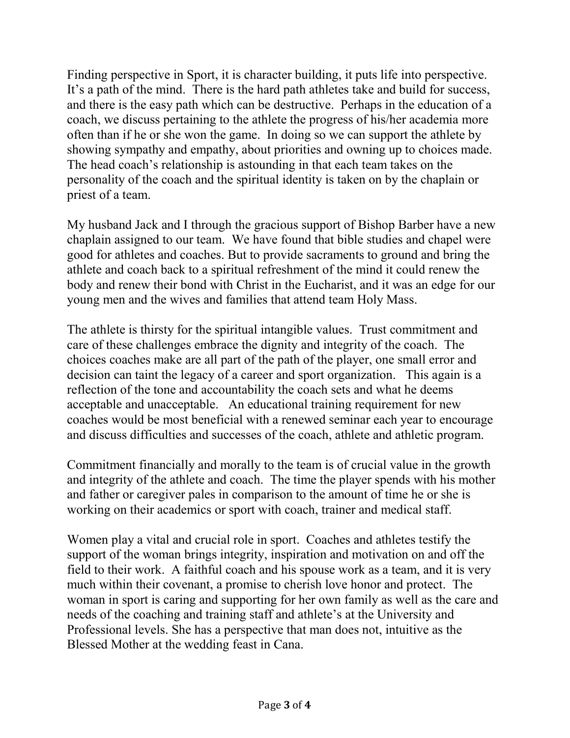Finding perspective in Sport, it is character building, it puts life into perspective. It's a path of the mind. There is the hard path athletes take and build for success, and there is the easy path which can be destructive. Perhaps in the education of a coach, we discuss pertaining to the athlete the progress of his/her academia more often than if he or she won the game. In doing so we can support the athlete by showing sympathy and empathy, about priorities and owning up to choices made. The head coach's relationship is astounding in that each team takes on the personality of the coach and the spiritual identity is taken on by the chaplain or priest of a team.

My husband Jack and I through the gracious support of Bishop Barber have a new chaplain assigned to our team. We have found that bible studies and chapel were good for athletes and coaches. But to provide sacraments to ground and bring the athlete and coach back to a spiritual refreshment of the mind it could renew the body and renew their bond with Christ in the Eucharist, and it was an edge for our young men and the wives and families that attend team Holy Mass.

The athlete is thirsty for the spiritual intangible values. Trust commitment and care of these challenges embrace the dignity and integrity of the coach. The choices coaches make are all part of the path of the player, one small error and decision can taint the legacy of a career and sport organization. This again is a reflection of the tone and accountability the coach sets and what he deems acceptable and unacceptable. An educational training requirement for new coaches would be most beneficial with a renewed seminar each year to encourage and discuss difficulties and successes of the coach, athlete and athletic program.

Commitment financially and morally to the team is of crucial value in the growth and integrity of the athlete and coach. The time the player spends with his mother and father or caregiver pales in comparison to the amount of time he or she is working on their academics or sport with coach, trainer and medical staff.

Women play a vital and crucial role in sport. Coaches and athletes testify the support of the woman brings integrity, inspiration and motivation on and off the field to their work. A faithful coach and his spouse work as a team, and it is very much within their covenant, a promise to cherish love honor and protect. The woman in sport is caring and supporting for her own family as well as the care and needs of the coaching and training staff and athlete's at the University and Professional levels. She has a perspective that man does not, intuitive as the Blessed Mother at the wedding feast in Cana.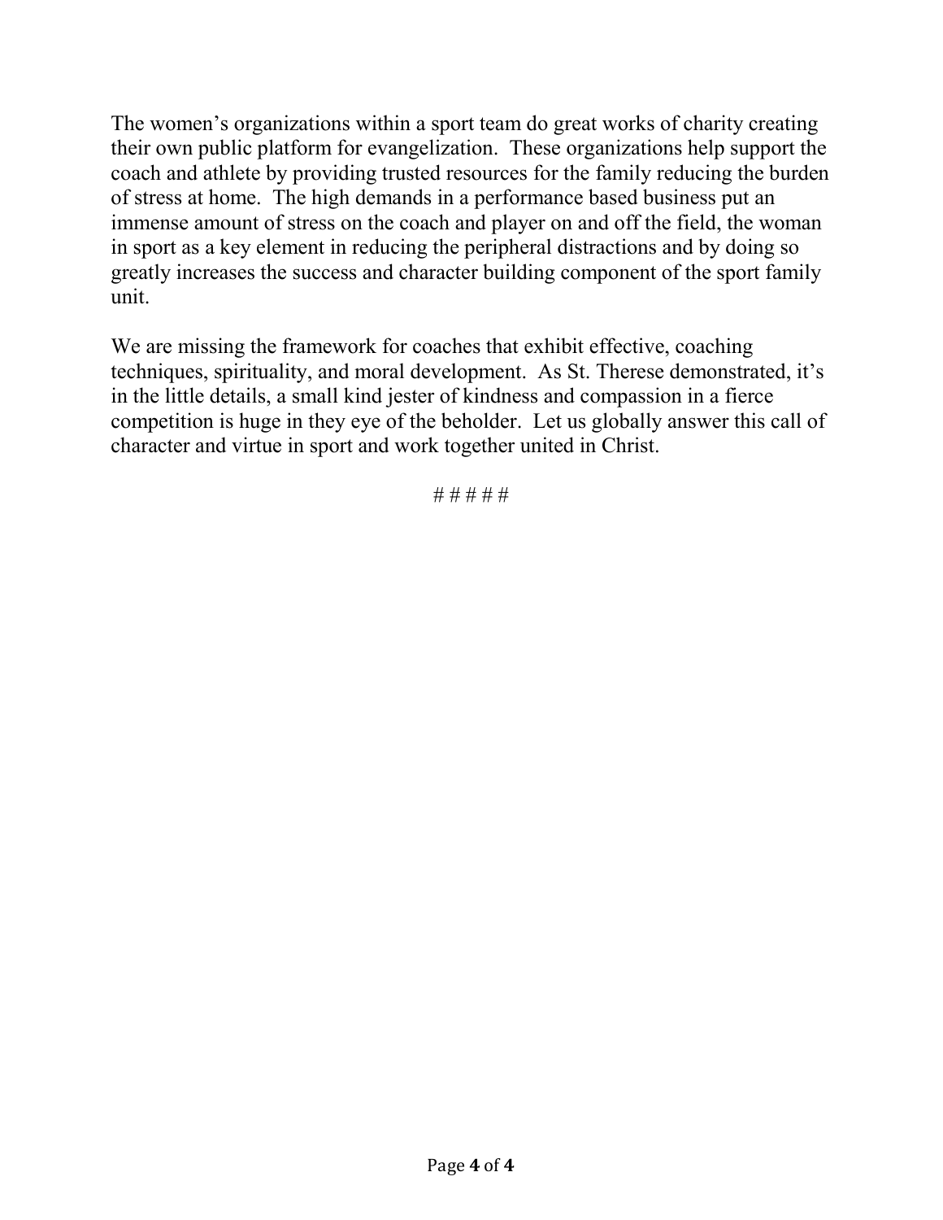The women's organizations within a sport team do great works of charity creating their own public platform for evangelization. These organizations help support the coach and athlete by providing trusted resources for the family reducing the burden of stress at home. The high demands in a performance based business put an immense amount of stress on the coach and player on and off the field, the woman in sport as a key element in reducing the peripheral distractions and by doing so greatly increases the success and character building component of the sport family unit.

We are missing the framework for coaches that exhibit effective, coaching techniques, spirituality, and moral development. As St. Therese demonstrated, it's in the little details, a small kind jester of kindness and compassion in a fierce competition is huge in they eye of the beholder. Let us globally answer this call of character and virtue in sport and work together united in Christ.

# # # # #